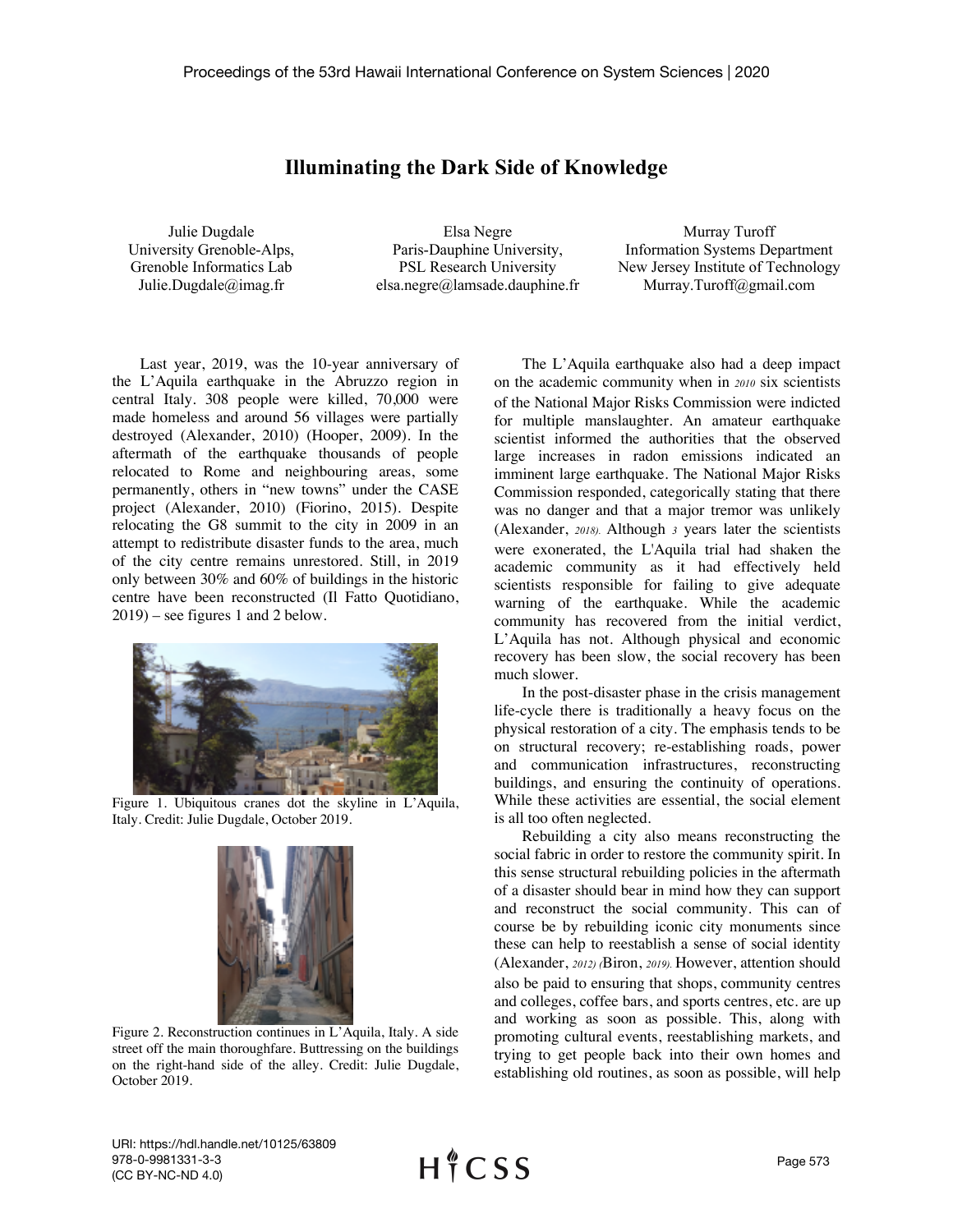# Illuminating the Dark Side of Knowledge

Julie Dugdale
University Grenoble-Alps,
Grenoble Informatics Lab
Julie.Dugdale@imag.fr

Elsa Negre
Paris-Dauphine University,
PSL Research University
elsa.negre@lamsade.dauphine.fr

Murray Turoff
Information Systems Department
New Jersey Institute of Technology
Murray.Turoff@gmail.com

Last year, 2019, was the 10-year anniversary of the L'Aquila earthquake in the Abruzzo region in central Italy. 308 people were killed, 70,000 were made homeless and around 56 villages were partially destroyed (Alexander, 2010) (Hooper, 2009). In the aftermath of the earthquake thousands of people relocated to Rome and neighbouring areas, some permanently, others in "new towns" under the CASE project (Alexander, 2010) (Fiorino, 2015). Despite relocating the G8 summit to the city in 2009 in an attempt to redistribute disaster funds to the area, much of the city centre remains unrestored. Still, in 2019 only between 30% and 60% of buildings in the historic centre have been reconstructed (Il Fatto Quotidiano, 2019) – see figures 1 and 2 below.

Figure 1. Ubiquitous cranes dot the skyline in L'Aquila, Italy. Credit: Julie Dugdale, October 2019.

Figure 2. Reconstruction continues in L'Aquila, Italy. A side street off the main thoroughfare. Buttressing on the buildings on the right-hand side of the alley. Credit: Julie Dugdale, October 2019.

The L'Aquila earthquake also had a deep impact on the academic community when in 2010 six scientists of the National Major Risks Commission were indicted for multiple manslaughter. An amateur earthquake scientist informed the authorities that the observed large increases in radon emissions indicated an imminent large earthquake. The National Major Risks Commission responded, categorically stating that there was no danger and that a major tremor was unlikely (Alexander, 2018). Although 3 years later the scientists were exonerated, the L'Aquila trial had shaken the academic community as it had effectively held scientists responsible for failing to give adequate warning of the earthquake. While the academic community has recovered from the initial verdict, L'Aquila has not. Although physical and economic recovery has been slow, the social recovery has been much slower.

In the post-disaster phase in the crisis management life-cycle there is traditionally a heavy focus on the physical restoration of a city. The emphasis tends to be on structural recovery; re-establishing roads, power and communication infrastructures, reconstructing buildings, and ensuring the continuity of operations. While these activities are essential, the social element is all too often neglected.

Rebuilding a city also means reconstructing the social fabric in order to restore the community spirit. In this sense structural rebuilding policies in the aftermath of a disaster should bear in mind how they can support and reconstruct the social community. This can of course be by rebuilding iconic city monuments since these can help to reestablish a sense of social identity (Alexander, 2012) (Biron, 2019). However, attention should also be paid to ensuring that shops, community centres and colleges, coffee bars, and sports centres, etc. are up and working as soon as possible. This, along with promoting cultural events, reestablishing markets, and trying to get people back into their own homes and establishing old routines, as soon as possible, will help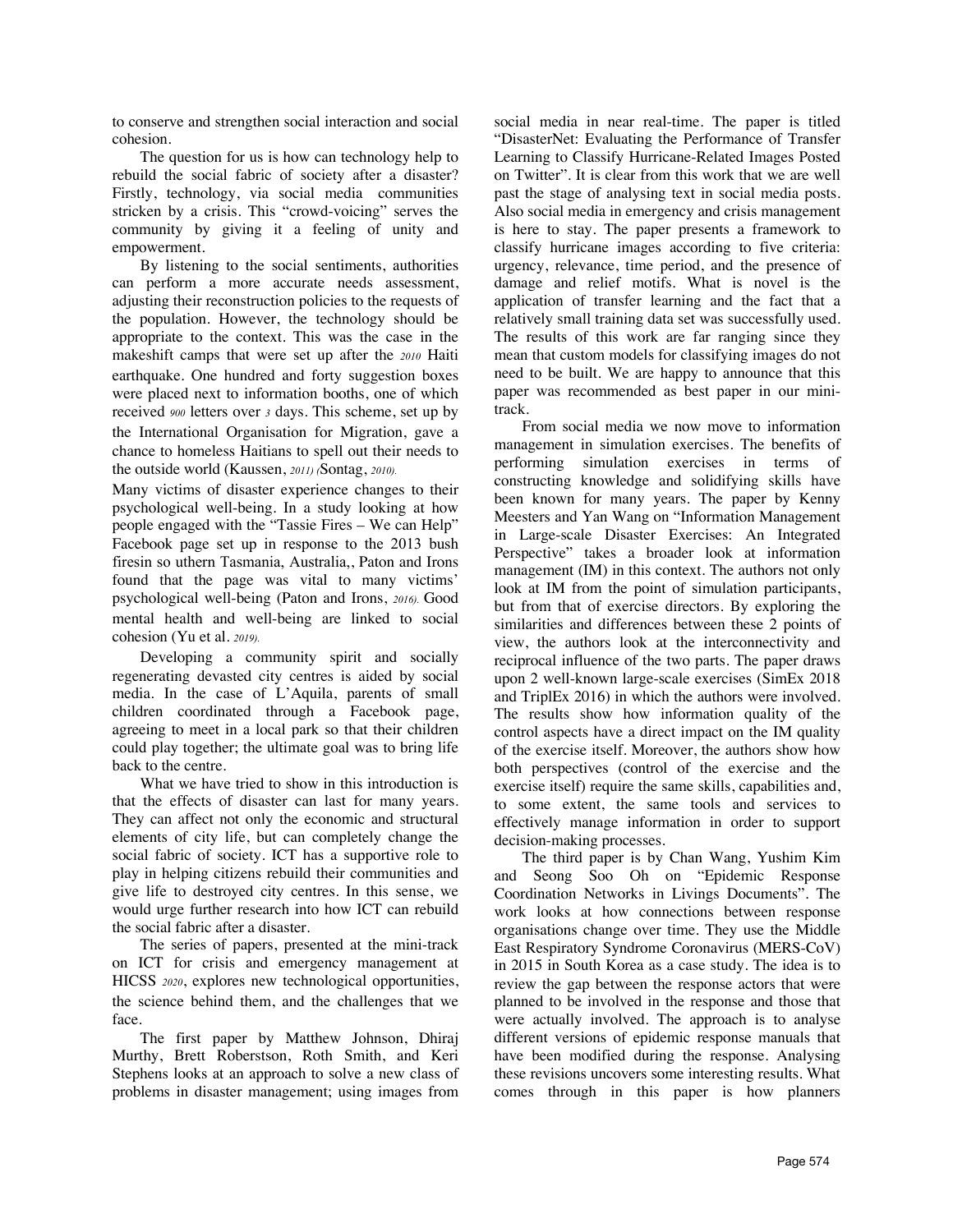to conserve and strengthen social interaction and social cohesion.

The question for us is how can technology help to rebuild the social fabric of society after a disaster? Firstly, technology, via social media communities stricken by a crisis. This "crowd-voicing" serves the community by giving it a feeling of unity and empowerment.

By listening to the social sentiments, authorities can perform a more accurate needs assessment, adjusting their reconstruction policies to the requests of the population. However, the technology should be appropriate to the context. This was the case in the makeshift camps that were set up after the 2010 Haiti earthquake. One hundred and forty suggestion boxes were placed next to information booths, one of which received 900 letters over 3 days. This scheme, set up by the International Organisation for Migration, gave a chance to homeless Haitians to spell out their needs to the outside world (Kaussen, 2011) (Sontag, 2010).

Many victims of disaster experience changes to their psychological well-being. In a study looking at how people engaged with the "Tassie Fires – We can Help" Facebook page set up in response to the 2013 bush firesin so uthern Tasmania, Australia,, Paton and Irons found that the page was vital to many victims' psychological well-being (Paton and Irons, 2016). Good mental health and well-being are linked to social cohesion (Yu et al. 2019).

Developing a community spirit and socially regenerating devasted city centres is aided by social media. In the case of L'Aquila, parents of small children coordinated through a Facebook page, agreeing to meet in a local park so that their children could play together; the ultimate goal was to bring life back to the centre.

What we have tried to show in this introduction is that the effects of disaster can last for many years. They can affect not only the economic and structural elements of city life, but can completely change the social fabric of society. ICT has a supportive role to play in helping citizens rebuild their communities and give life to destroyed city centres. In this sense, we would urge further research into how ICT can rebuild the social fabric after a disaster.

The series of papers, presented at the mini-track on ICT for crisis and emergency management at HICSS 2020, explores new technological opportunities, the science behind them, and the challenges that we face.

The first paper by Matthew Johnson, Dhiraj Murthy, Brett Roberstson, Roth Smith, and Keri Stephens looks at an approach to solve a new class of problems in disaster management; using images from social media in near real-time. The paper is titled "DisasterNet: Evaluating the Performance of Transfer Learning to Classify Hurricane-Related Images Posted on Twitter". It is clear from this work that we are well past the stage of analysing text in social media posts. Also social media in emergency and crisis management is here to stay. The paper presents a framework to classify hurricane images according to five criteria: urgency, relevance, time period, and the presence of damage and relief motifs. What is novel is the application of transfer learning and the fact that a relatively small training data set was successfully used. The results of this work are far ranging since they mean that custom models for classifying images do not need to be built. We are happy to announce that this paper was recommended as best paper in our mini-track.

From social media we now move to information management in simulation exercises. The benefits of performing simulation exercises in terms of constructing knowledge and solidifying skills have been known for many years. The paper by Kenny Meesters and Yan Wang on "Information Management in Large-scale Disaster Exercises: An Integrated Perspective" takes a broader look at information management (IM) in this context. The authors not only look at IM from the point of simulation participants, but from that of exercise directors. By exploring the similarities and differences between these 2 points of view, the authors look at the interconnectivity and reciprocal influence of the two parts. The paper draws upon 2 well-known large-scale exercises (SimEx 2018 and TriplEx 2016) in which the authors were involved. The results show how information quality of the control aspects have a direct impact on the IM quality of the exercise itself. Moreover, the authors show how both perspectives (control of the exercise and the exercise itself) require the same skills, capabilities and, to some extent, the same tools and services to effectively manage information in order to support decision-making processes.

The third paper is by Chan Wang, Yushim Kim and Seong Soo Oh on "Epidemic Response Coordination Networks in Livings Documents". The work looks at how connections between response organisations change over time. They use the Middle East Respiratory Syndrome Coronavirus (MERS-CoV) in 2015 in South Korea as a case study. The idea is to review the gap between the response actors that were planned to be involved in the response and those that were actually involved. The approach is to analyse different versions of epidemic response manuals that have been modified during the response. Analysing these revisions uncovers some interesting results. What comes through in this paper is how planners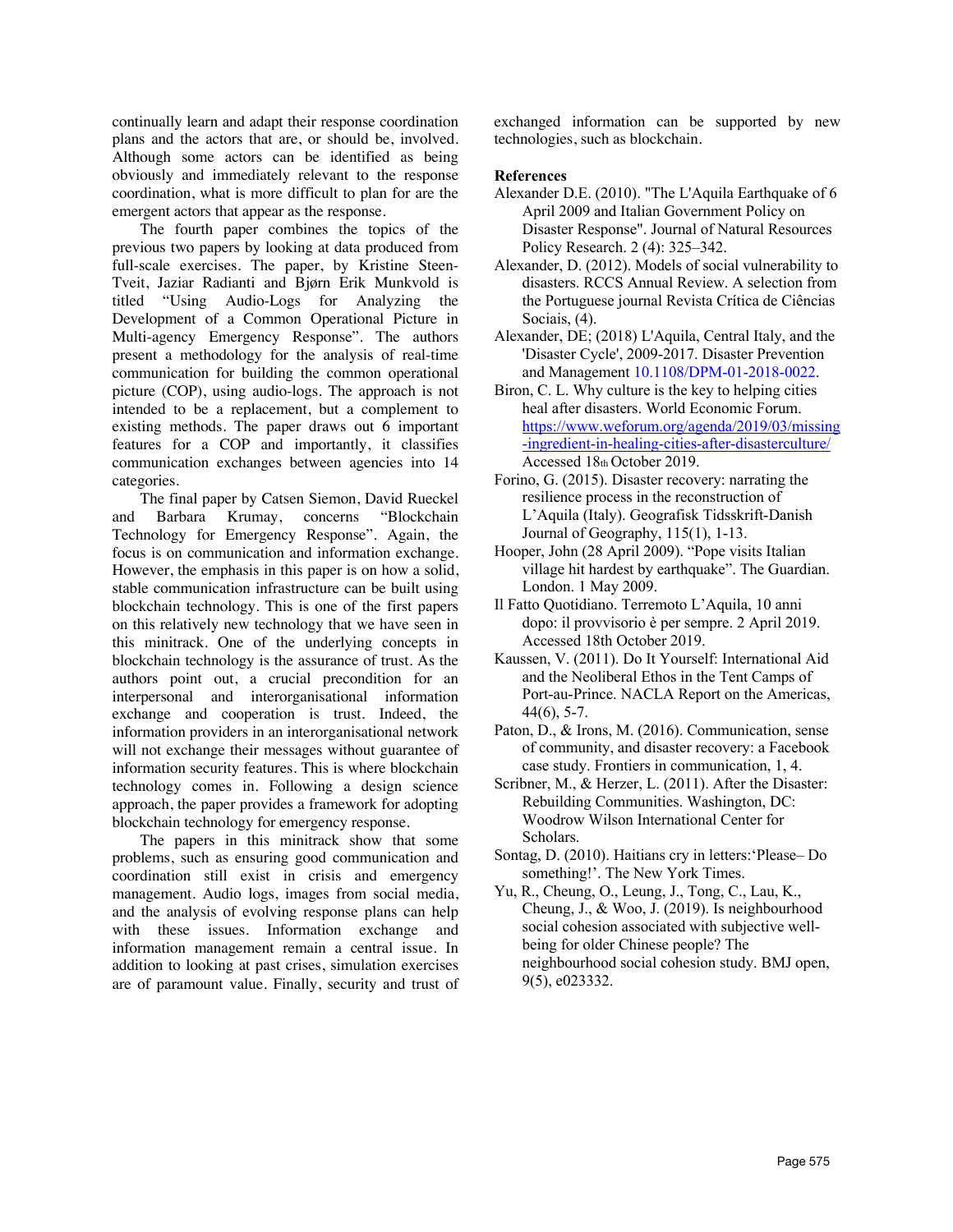continually learn and adapt their response coordination plans and the actors that are, or should be, involved. Although some actors can be identified as being obviously and immediately relevant to the response coordination, what is more difficult to plan for are the emergent actors that appear as the response.

The fourth paper combines the topics of the previous two papers by looking at data produced from full-scale exercises. The paper, by Kristine Steen-Tveit, Jaziar Radianti and Bjørn Erik Munkvold is titled "Using Audio-Logs for Analyzing the Development of a Common Operational Picture in Multi-agency Emergency Response". The authors present a methodology for the analysis of real-time communication for building the common operational picture (COP), using audio-logs. The approach is not intended to be a replacement, but a complement to existing methods. The paper draws out 6 important features for a COP and importantly, it classifies communication exchanges between agencies into 14 categories.

The final paper by Catsen Siemon, David Rueckel and Barbara Krumay, concerns "Blockchain Technology for Emergency Response". Again, the focus is on communication and information exchange. However, the emphasis in this paper is on how a solid, stable communication infrastructure can be built using blockchain technology. This is one of the first papers on this relatively new technology that we have seen in this minitrack. One of the underlying concepts in blockchain technology is the assurance of trust. As the authors point out, a crucial precondition for an interpersonal and interorganisational information exchange and cooperation is trust. Indeed, the information providers in an interorganisational network will not exchange their messages without guarantee of information security features. This is where blockchain technology comes in. Following a design science approach, the paper provides a framework for adopting blockchain technology for emergency response.

The papers in this minitrack show that some problems, such as ensuring good communication and coordination still exist in crisis and emergency management. Audio logs, images from social media, and the analysis of evolving response plans can help with these issues. Information exchange and information management remain a central issue. In addition to looking at past crises, simulation exercises are of paramount value. Finally, security and trust of exchanged information can be supported by new technologies, such as blockchain.

**References**

Alexander D.E. (2010). "The L'Aquila Earthquake of 6 April 2009 and Italian Government Policy on Disaster Response". Journal of Natural Resources Policy Research. 2 (4): 325–342.

Alexander, D. (2012). Models of social vulnerability to disasters. RCCS Annual Review. A selection from the Portuguese journal Revista Crítica de Ciências Sociais, (4).

Alexander, DE; (2018) L'Aquila, Central Italy, and the 'Disaster Cycle', 2009-2017. Disaster Prevention and Management 10.1108/DPM-01-2018-0022.

Biron, C. L. Why culture is the key to helping cities heal after disasters. World Economic Forum. https://www.weforum.org/agenda/2019/03/missing-ingredient-in-healing-cities-after-disasterculture/ Accessed 18th October 2019.

Forino, G. (2015). Disaster recovery: narrating the resilience process in the reconstruction of L'Aquila (Italy). Geografisk Tidsskrift-Danish Journal of Geography, 115(1), 1-13.

Hooper, John (28 April 2009). "Pope visits Italian village hit hardest by earthquake". The Guardian. London. 1 May 2009.

Il Fatto Quotidiano. Terremoto L'Aquila, 10 anni dopo: il provvisorio è per sempre. 2 April 2019. Accessed 18th October 2019.

Kaussen, V. (2011). Do It Yourself: International Aid and the Neoliberal Ethos in the Tent Camps of Port-au-Prince. NACLA Report on the Americas, 44(6), 5-7.

Paton, D., & Irons, M. (2016). Communication, sense of community, and disaster recovery: a Facebook case study. Frontiers in communication, 1, 4.

Scribner, M., & Herzer, L. (2011). After the Disaster: Rebuilding Communities. Washington, DC: Woodrow Wilson International Center for Scholars.

Sontag, D. (2010). Haitians cry in letters:'Please– Do something!'. The New York Times.

Yu, R., Cheung, O., Leung, J., Tong, C., Lau, K., Cheung, J., & Woo, J. (2019). Is neighbourhood social cohesion associated with subjective well-being for older Chinese people? The neighbourhood social cohesion study. BMJ open, 9(5), e023332.